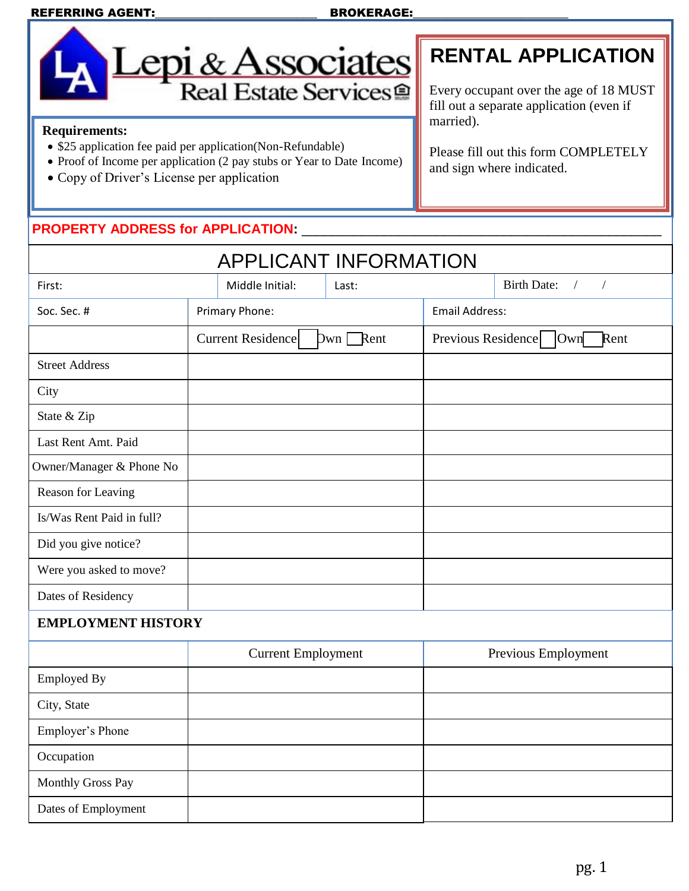REFERRING AGENT:________________________ BROKERAGE:______________________

# Lepi & Associates
## Real Estate Services

**Requirements:**

- $25 application fee paid per application(Non-Refundable)
- Proof of Income per application (2 pay stubs or Year to Date Income)
- Copy of Driver's License per application

## RENTAL APPLICATION

Every occupant over the age of 18 MUST fill out a separate application (even if married).

Please fill out this form COMPLETELY and sign where indicated.

**PROPERTY ADDRESS for APPLICATION:** ______________________________________________

## APPLICANT INFORMATION

| First: | Middle Initial: | Last: | Birth Date: / / |
|---|---|---|---|

| Soc. Sec. # | Primary Phone: | Email Address: |
|---|---|---|
| | Current Residence ☐ Own ☐ Rent | Previous Residence ☐ Own ☐ Rent |
| Street Address | | |
| City | | |
| State & Zip | | |
| Last Rent Amt. Paid | | |
| Owner/Manager & Phone No | | |
| Reason for Leaving | | |
| Is/Was Rent Paid in full? | | |
| Did you give notice? | | |
| Were you asked to move? | | |
| Dates of Residency | | |

**EMPLOYMENT HISTORY**

| | Current Employment | Previous Employment |
|---|---|---|
| Employed By | | |
| City, State | | |
| Employer's Phone | | |
| Occupation | | |
| Monthly Gross Pay | | |
| Dates of Employment | | |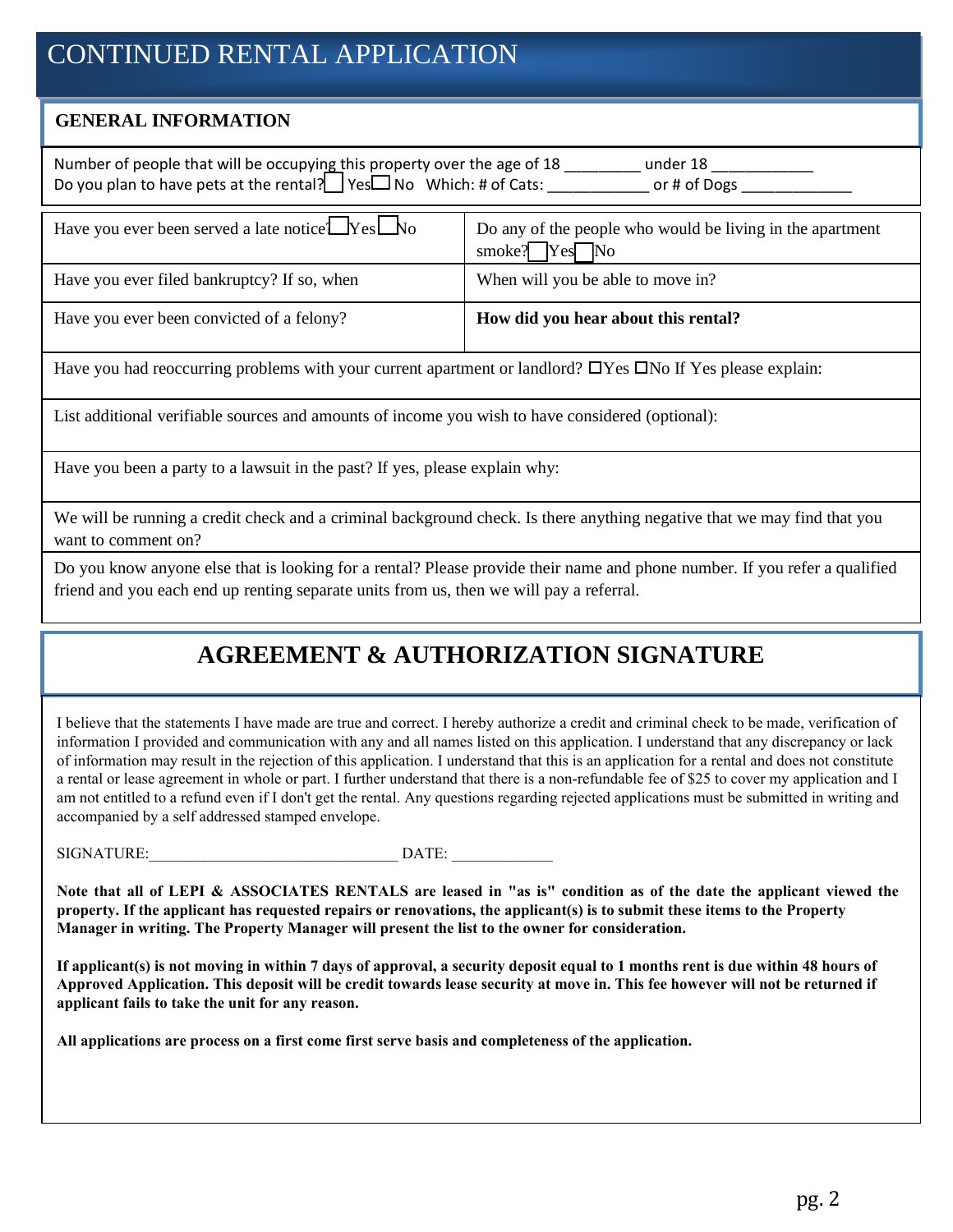# CONTINUED RENTAL APPLICATION

## GENERAL INFORMATION

Number of people that will be occupying this property over the age of 18 _________ under 18 ____________
Do you plan to have pets at the rental? ☐ Yes ☐ No Which: # of Cats: ____________ or # of Dogs _____________

| | |
|---|---|
| Have you ever been served a late notice? ☐ Yes ☐ No | Do any of the people who would be living in the apartment smoke? ☐ Yes ☐ No |
| Have you ever filed bankruptcy? If so, when | When will you be able to move in? |
| Have you ever been convicted of a felony? | **How did you hear about this rental?** |

Have you had reoccurring problems with your current apartment or landlord? ☐Yes ☐No If Yes please explain:

List additional verifiable sources and amounts of income you wish to have considered (optional):

Have you been a party to a lawsuit in the past? If yes, please explain why:

We will be running a credit check and a criminal background check. Is there anything negative that we may find that you want to comment on?

Do you know anyone else that is looking for a rental? Please provide their name and phone number. If you refer a qualified friend and you each end up renting separate units from us, then we will pay a referral.

## AGREEMENT & AUTHORIZATION SIGNATURE

I believe that the statements I have made are true and correct. I hereby authorize a credit and criminal check to be made, verification of information I provided and communication with any and all names listed on this application. I understand that any discrepancy or lack of information may result in the rejection of this application. I understand that this is an application for a rental and does not constitute a rental or lease agreement in whole or part. I further understand that there is a non-refundable fee of $25 to cover my application and I am not entitled to a refund even if I don't get the rental. Any questions regarding rejected applications must be submitted in writing and accompanied by a self addressed stamped envelope.

SIGNATURE:________________________________ DATE: _____________

**Note that all of LEPI & ASSOCIATES RENTALS are leased in "as is" condition as of the date the applicant viewed the property. If the applicant has requested repairs or renovations, the applicant(s) is to submit these items to the Property Manager in writing. The Property Manager will present the list to the owner for consideration.**

**If applicant(s) is not moving in within 7 days of approval, a security deposit equal to 1 months rent is due within 48 hours of Approved Application. This deposit will be credit towards lease security at move in. This fee however will not be returned if applicant fails to take the unit for any reason.**

**All applications are process on a first come first serve basis and completeness of the application.**